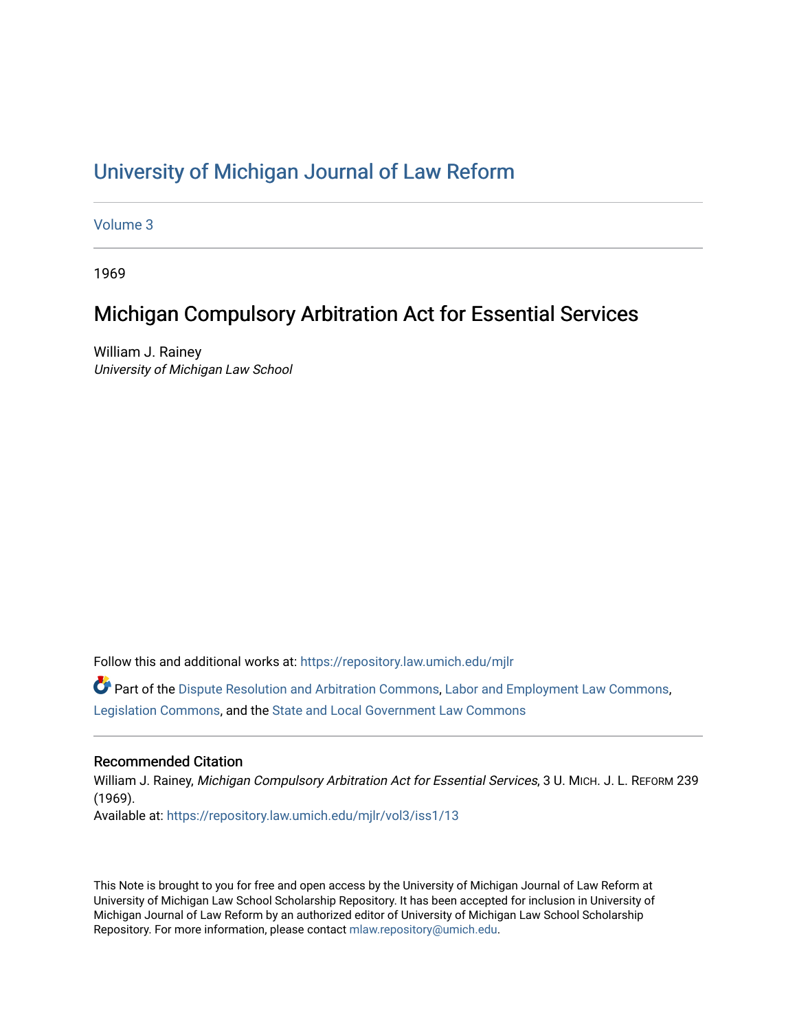# University of Michigan Journal of Law Reform

Volume 3

1969

## Michigan Compulsory Arbitration Act for Essential Services

William J. Rainey
*University of Michigan Law School*

Follow this and additional works at: https://repository.law.umich.edu/mjlr

Part of the Dispute Resolution and Arbitration Commons, Labor and Employment Law Commons, Legislation Commons, and the State and Local Government Law Commons

### Recommended Citation

William J. Rainey, *Michigan Compulsory Arbitration Act for Essential Services*, 3 U. MICH. J. L. REFORM 239 (1969).
Available at: https://repository.law.umich.edu/mjlr/vol3/iss1/13

This Note is brought to you for free and open access by the University of Michigan Journal of Law Reform at University of Michigan Law School Scholarship Repository. It has been accepted for inclusion in University of Michigan Journal of Law Reform by an authorized editor of University of Michigan Law School Scholarship Repository. For more information, please contact mlaw.repository@umich.edu.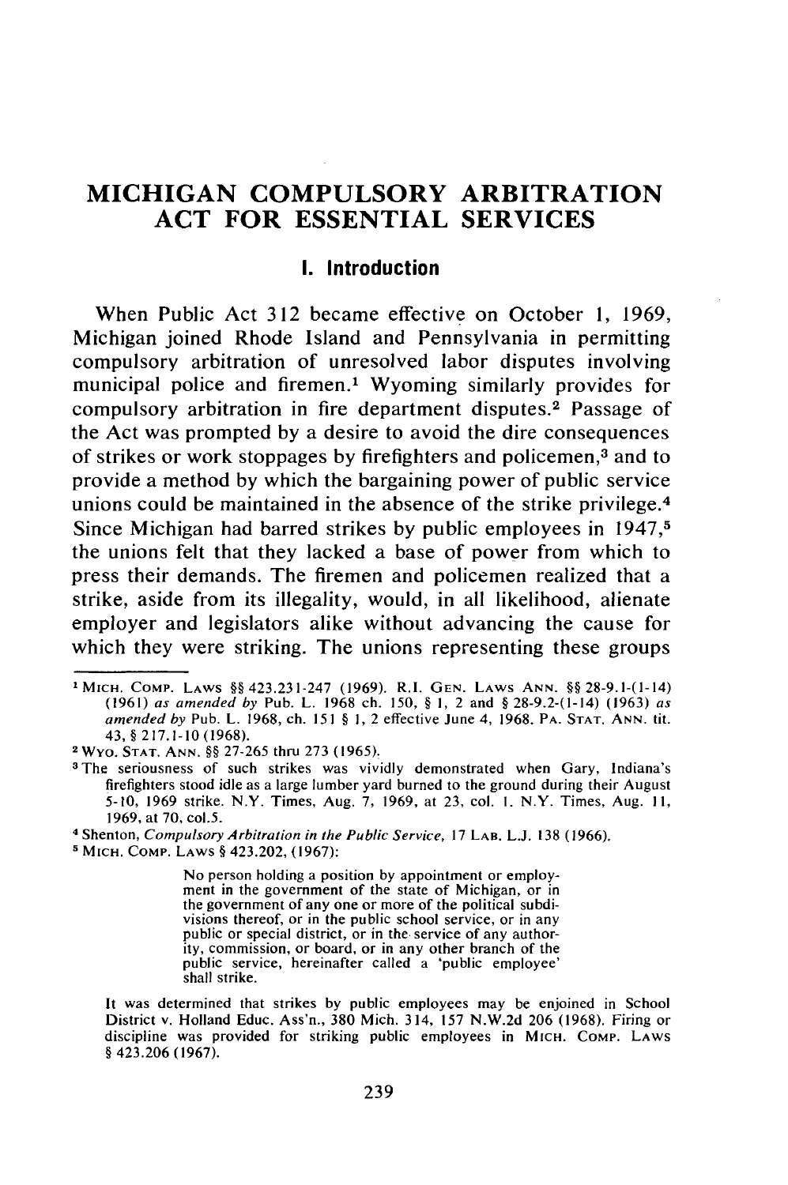# MICHIGAN COMPULSORY ARBITRATION ACT FOR ESSENTIAL SERVICES

## I. Introduction

When Public Act 312 became effective on October 1, 1969, Michigan joined Rhode Island and Pennsylvania in permitting compulsory arbitration of unresolved labor disputes involving municipal police and firemen.[1] Wyoming similarly provides for compulsory arbitration in fire department disputes.[2] Passage of the Act was prompted by a desire to avoid the dire consequences of strikes or work stoppages by firefighters and policemen,[3] and to provide a method by which the bargaining power of public service unions could be maintained in the absence of the strike privilege.[4] Since Michigan had barred strikes by public employees in 1947,[5] the unions felt that they lacked a base of power from which to press their demands. The firemen and policemen realized that a strike, aside from its illegality, would, in all likelihood, alienate employer and legislators alike without advancing the cause for which they were striking. The unions representing these groups

---

[1] MICH. COMP. LAWS §§ 423.231-247 (1969). R.I. GEN. LAWS ANN. §§ 28-9.1-(1-14) (1961) *as amended by* Pub. L. 1968 ch. 150, § 1, 2 and § 28-9.2-(1-14) (1963) *as amended by* Pub. L. 1968, ch. 151 § 1, 2 effective June 4, 1968. PA. STAT. ANN. tit. 43, § 217.1-10 (1968).

[2] WYO. STAT. ANN. §§ 27-265 thru 273 (1965).

[3] The seriousness of such strikes was vividly demonstrated when Gary, Indiana's firefighters stood idle as a large lumber yard burned to the ground during their August 5-10, 1969 strike. N.Y. Times, Aug. 7, 1969, at 23, col. 1. N.Y. Times, Aug. 11, 1969, at 70, col.5.

[4] Shenton, *Compulsory Arbitration in the Public Service*, 17 LAB. L.J. 138 (1966).

[5] MICH. COMP. LAWS § 423.202, (1967):

> No person holding a position by appointment or employment in the government of the state of Michigan, or in the government of any one or more of the political subdivisions thereof, or in the public school service, or in any public or special district, or in the service of any authority, commission, or board, or in any other branch of the public service, hereinafter called a 'public employee' shall strike.

It was determined that strikes by public employees may be enjoined in School District v. Holland Educ. Ass'n., 380 Mich. 314, 157 N.W.2d 206 (1968). Firing or discipline was provided for striking public employees in MICH. COMP. LAWS § 423.206 (1967).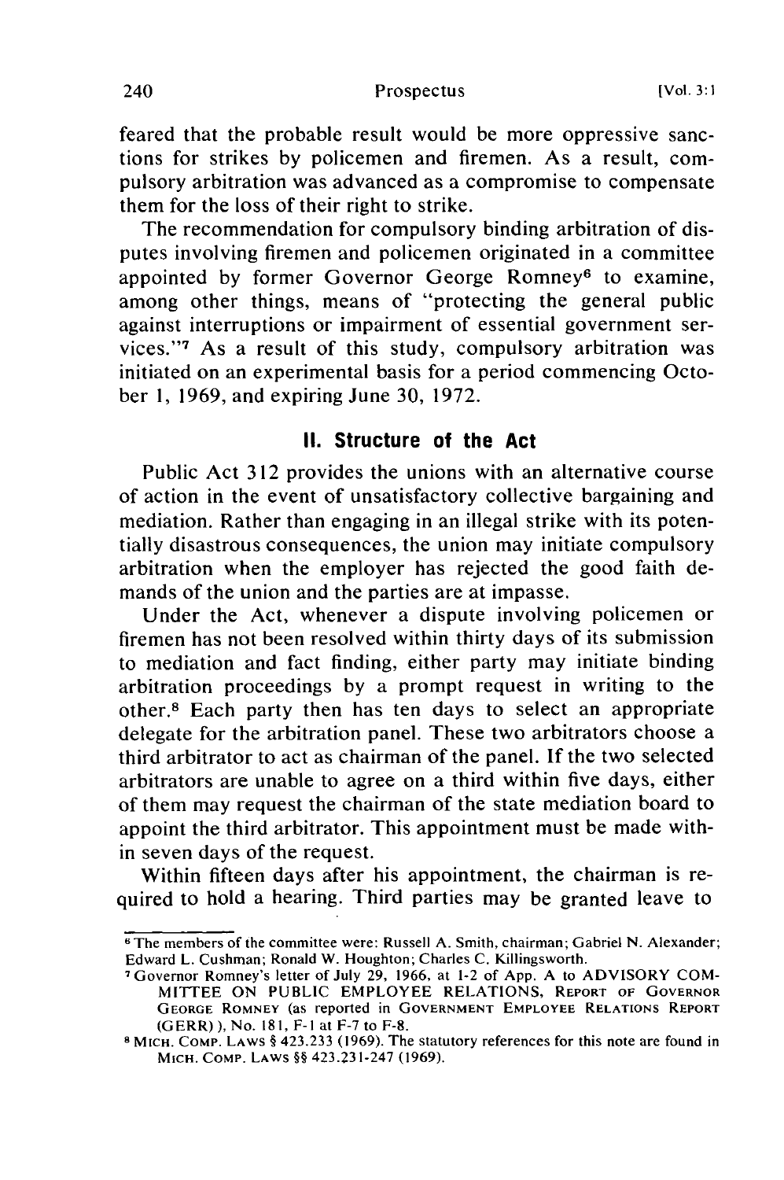feared that the probable result would be more oppressive sanctions for strikes by policemen and firemen. As a result, compulsory arbitration was advanced as a compromise to compensate them for the loss of their right to strike.

The recommendation for compulsory binding arbitration of disputes involving firemen and policemen originated in a committee appointed by former Governor George Romney[6] to examine, among other things, means of "protecting the general public against interruptions or impairment of essential government services."[7] As a result of this study, compulsory arbitration was initiated on an experimental basis for a period commencing October 1, 1969, and expiring June 30, 1972.

## II. Structure of the Act

Public Act 312 provides the unions with an alternative course of action in the event of unsatisfactory collective bargaining and mediation. Rather than engaging in an illegal strike with its potentially disastrous consequences, the union may initiate compulsory arbitration when the employer has rejected the good faith demands of the union and the parties are at impasse.

Under the Act, whenever a dispute involving policemen or firemen has not been resolved within thirty days of its submission to mediation and fact finding, either party may initiate binding arbitration proceedings by a prompt request in writing to the other.[8] Each party then has ten days to select an appropriate delegate for the arbitration panel. These two arbitrators choose a third arbitrator to act as chairman of the panel. If the two selected arbitrators are unable to agree on a third within five days, either of them may request the chairman of the state mediation board to appoint the third arbitrator. This appointment must be made within seven days of the request.

Within fifteen days after his appointment, the chairman is required to hold a hearing. Third parties may be granted leave to

---

[6] The members of the committee were: Russell A. Smith, chairman; Gabriel N. Alexander; Edward L. Cushman; Ronald W. Houghton; Charles C. Killingsworth.

[7] Governor Romney's letter of July 29, 1966, at 1-2 of App. A to ADVISORY COMMITTEE ON PUBLIC EMPLOYEE RELATIONS, REPORT OF GOVERNOR GEORGE ROMNEY (as reported in GOVERNMENT EMPLOYEE RELATIONS REPORT (GERR)), No. 181, F-1 at F-7 to F-8.

[8] MICH. COMP. LAWS § 423.233 (1969). The statutory references for this note are found in MICH. COMP. LAWS §§ 423.231-247 (1969).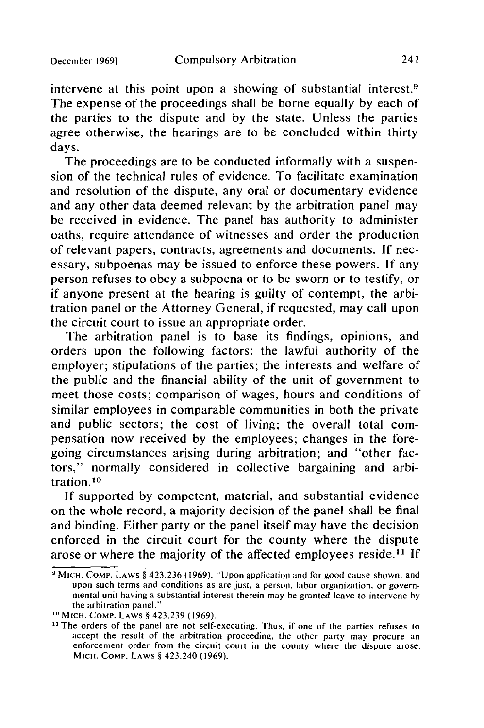intervene at this point upon a showing of substantial interest.[9] The expense of the proceedings shall be borne equally by each of the parties to the dispute and by the state. Unless the parties agree otherwise, the hearings are to be concluded within thirty days.

The proceedings are to be conducted informally with a suspension of the technical rules of evidence. To facilitate examination and resolution of the dispute, any oral or documentary evidence and any other data deemed relevant by the arbitration panel may be received in evidence. The panel has authority to administer oaths, require attendance of witnesses and order the production of relevant papers, contracts, agreements and documents. If necessary, subpoenas may be issued to enforce these powers. If any person refuses to obey a subpoena or to be sworn or to testify, or if anyone present at the hearing is guilty of contempt, the arbitration panel or the Attorney General, if requested, may call upon the circuit court to issue an appropriate order.

The arbitration panel is to base its findings, opinions, and orders upon the following factors: the lawful authority of the employer; stipulations of the parties; the interests and welfare of the public and the financial ability of the unit of government to meet those costs; comparison of wages, hours and conditions of similar employees in comparable communities in both the private and public sectors; the cost of living; the overall total compensation now received by the employees; changes in the foregoing circumstances arising during arbitration; and "other factors," normally considered in collective bargaining and arbitration.[10]

If supported by competent, material, and substantial evidence on the whole record, a majority decision of the panel shall be final and binding. Either party or the panel itself may have the decision enforced in the circuit court for the county where the dispute arose or where the majority of the affected employees reside.[11] If

---

[9] MICH. COMP. LAWS § 423.236 (1969). "Upon application and for good cause shown, and upon such terms and conditions as are just, a person, labor organization, or governmental unit having a substantial interest therein may be granted leave to intervene by the arbitration panel."

[10] MICH. COMP. LAWS § 423.239 (1969).

[11] The orders of the panel are not self-executing. Thus, if one of the parties refuses to accept the result of the arbitration proceeding, the other party may procure an enforcement order from the circuit court in the county where the dispute arose. MICH. COMP. LAWS § 423.240 (1969).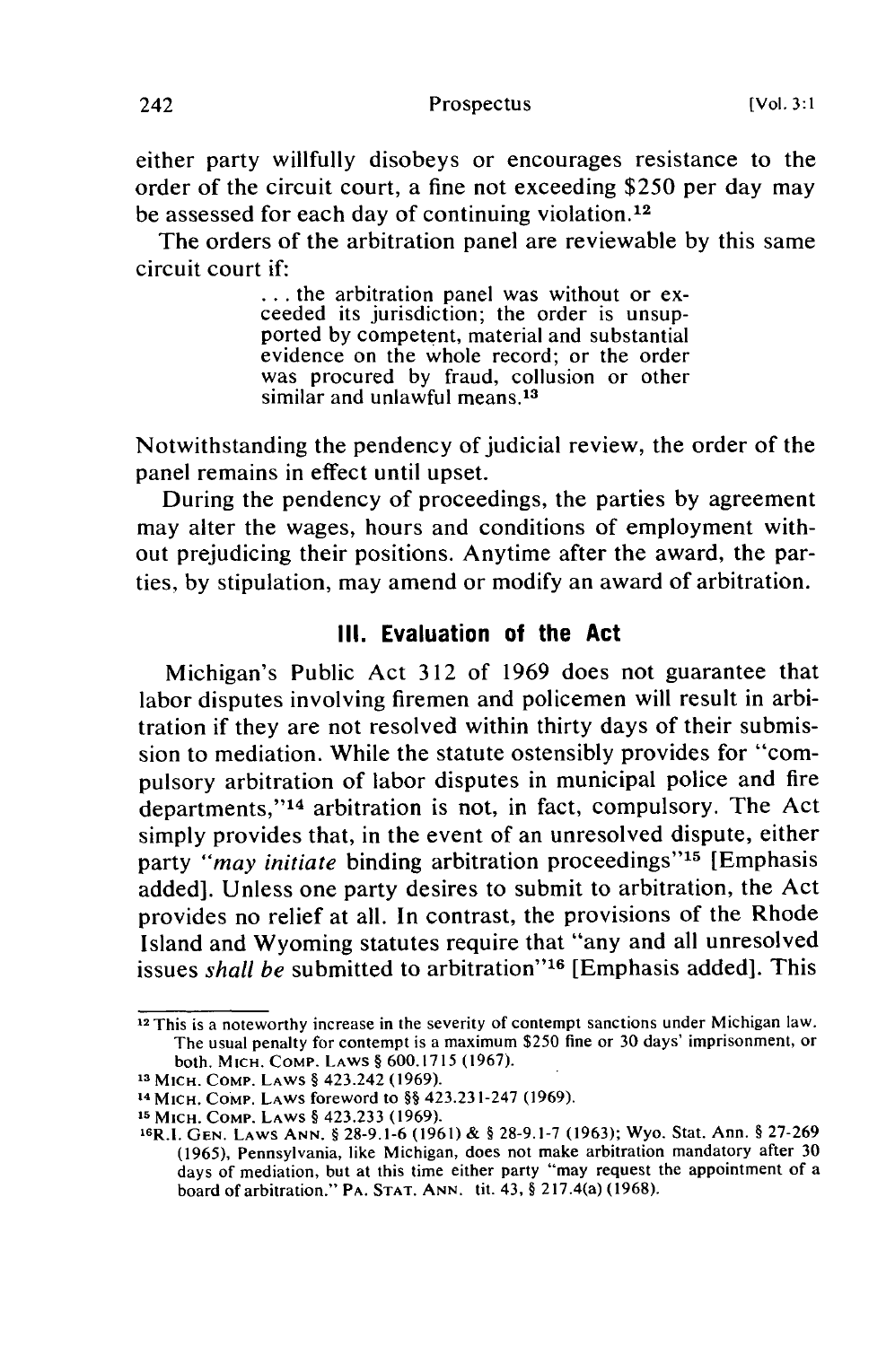either party willfully disobeys or encourages resistance to the order of the circuit court, a fine not exceeding $250 per day may be assessed for each day of continuing violation.[12]

The orders of the arbitration panel are reviewable by this same circuit court if:

> . . . the arbitration panel was without or exceeded its jurisdiction; the order is unsupported by competent, material and substantial evidence on the whole record; or the order was procured by fraud, collusion or other similar and unlawful means.[13]

Notwithstanding the pendency of judicial review, the order of the panel remains in effect until upset.

During the pendency of proceedings, the parties by agreement may alter the wages, hours and conditions of employment without prejudicing their positions. Anytime after the award, the parties, by stipulation, may amend or modify an award of arbitration.

## III. Evaluation of the Act

Michigan's Public Act 312 of 1969 does not guarantee that labor disputes involving firemen and policemen will result in arbitration if they are not resolved within thirty days of their submission to mediation. While the statute ostensibly provides for "compulsory arbitration of labor disputes in municipal police and fire departments,"[14] arbitration is not, in fact, compulsory. The Act simply provides that, in the event of an unresolved dispute, either party *"may initiate* binding arbitration proceedings"[15] [Emphasis added]. Unless one party desires to submit to arbitration, the Act provides no relief at all. In contrast, the provisions of the Rhode Island and Wyoming statutes require that "any and all unresolved issues *shall be* submitted to arbitration"[16] [Emphasis added]. This

---

[12] This is a noteworthy increase in the severity of contempt sanctions under Michigan law. The usual penalty for contempt is a maximum $250 fine or 30 days' imprisonment, or both. MICH. COMP. LAWS § 600.1715 (1967).

[13] MICH. COMP. LAWS § 423.242 (1969).

[14] MICH. COMP. LAWS foreword to §§ 423.231-247 (1969).

[15] MICH. COMP. LAWS § 423.233 (1969).

[16] R.I. GEN. LAWS ANN. § 28-9.1-6 (1961) & § 28-9.1-7 (1963); Wyo. Stat. Ann. § 27-269 (1965), Pennsylvania, like Michigan, does not make arbitration mandatory after 30 days of mediation, but at this time either party "may request the appointment of a board of arbitration." PA. STAT. ANN. tit. 43, § 217.4(a) (1968).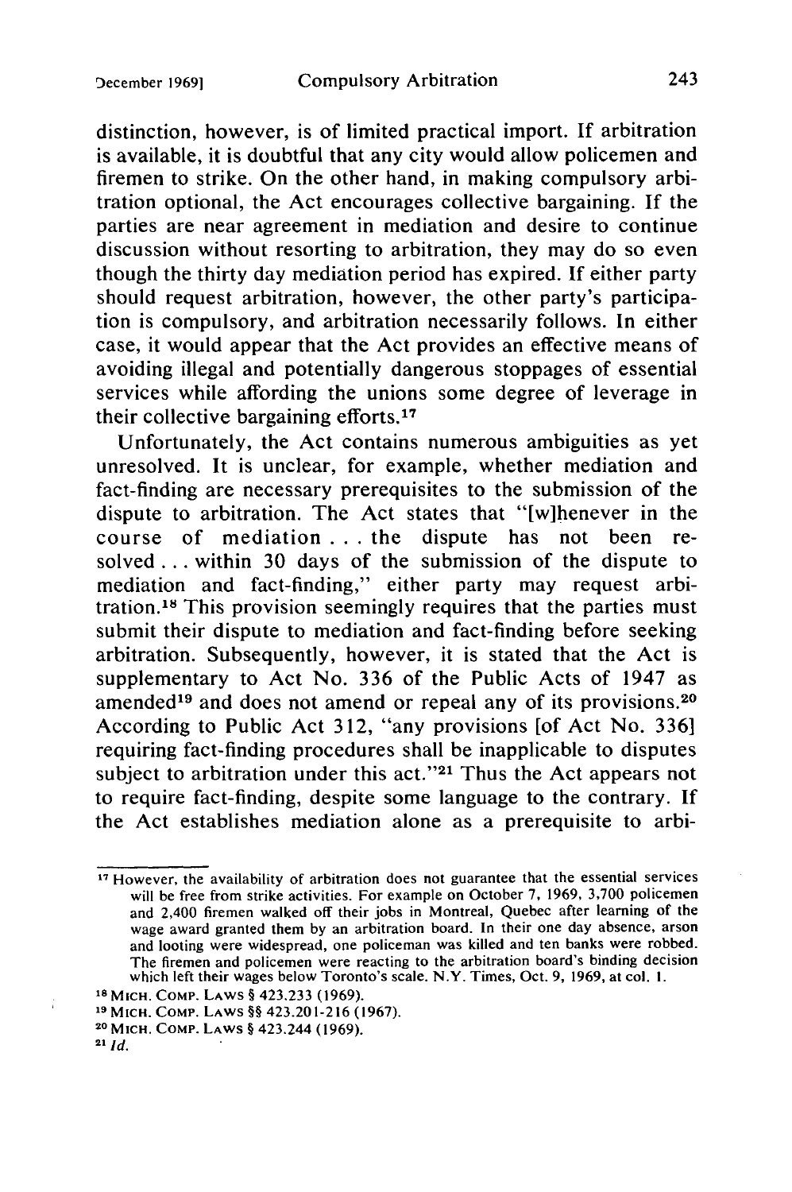distinction, however, is of limited practical import. If arbitration is available, it is doubtful that any city would allow policemen and firemen to strike. On the other hand, in making compulsory arbitration optional, the Act encourages collective bargaining. If the parties are near agreement in mediation and desire to continue discussion without resorting to arbitration, they may do so even though the thirty day mediation period has expired. If either party should request arbitration, however, the other party's participation is compulsory, and arbitration necessarily follows. In either case, it would appear that the Act provides an effective means of avoiding illegal and potentially dangerous stoppages of essential services while affording the unions some degree of leverage in their collective bargaining efforts.[17]

Unfortunately, the Act contains numerous ambiguities as yet unresolved. It is unclear, for example, whether mediation and fact-finding are necessary prerequisites to the submission of the dispute to arbitration. The Act states that "[w]henever in the course of mediation . . . the dispute has not been resolved . . . within 30 days of the submission of the dispute to mediation and fact-finding," either party may request arbitration.[18] This provision seemingly requires that the parties must submit their dispute to mediation and fact-finding before seeking arbitration. Subsequently, however, it is stated that the Act is supplementary to Act No. 336 of the Public Acts of 1947 as amended[19] and does not amend or repeal any of its provisions.[20] According to Public Act 312, "any provisions [of Act No. 336] requiring fact-finding procedures shall be inapplicable to disputes subject to arbitration under this act."[21] Thus the Act appears not to require fact-finding, despite some language to the contrary. If the Act establishes mediation alone as a prerequisite to arbi-

---

[17] However, the availability of arbitration does not guarantee that the essential services will be free from strike activities. For example on October 7, 1969, 3,700 policemen and 2,400 firemen walked off their jobs in Montreal, Quebec after learning of the wage award granted them by an arbitration board. In their one day absence, arson and looting were widespread, one policeman was killed and ten banks were robbed. The firemen and policemen were reacting to the arbitration board's binding decision which left their wages below Toronto's scale. N.Y. Times, Oct. 9, 1969, at col. 1.

[18] MICH. COMP. LAWS § 423.233 (1969).

[19] MICH. COMP. LAWS §§ 423.201-216 (1967).

[20] MICH. COMP. LAWS § 423.244 (1969).

[21] *Id.*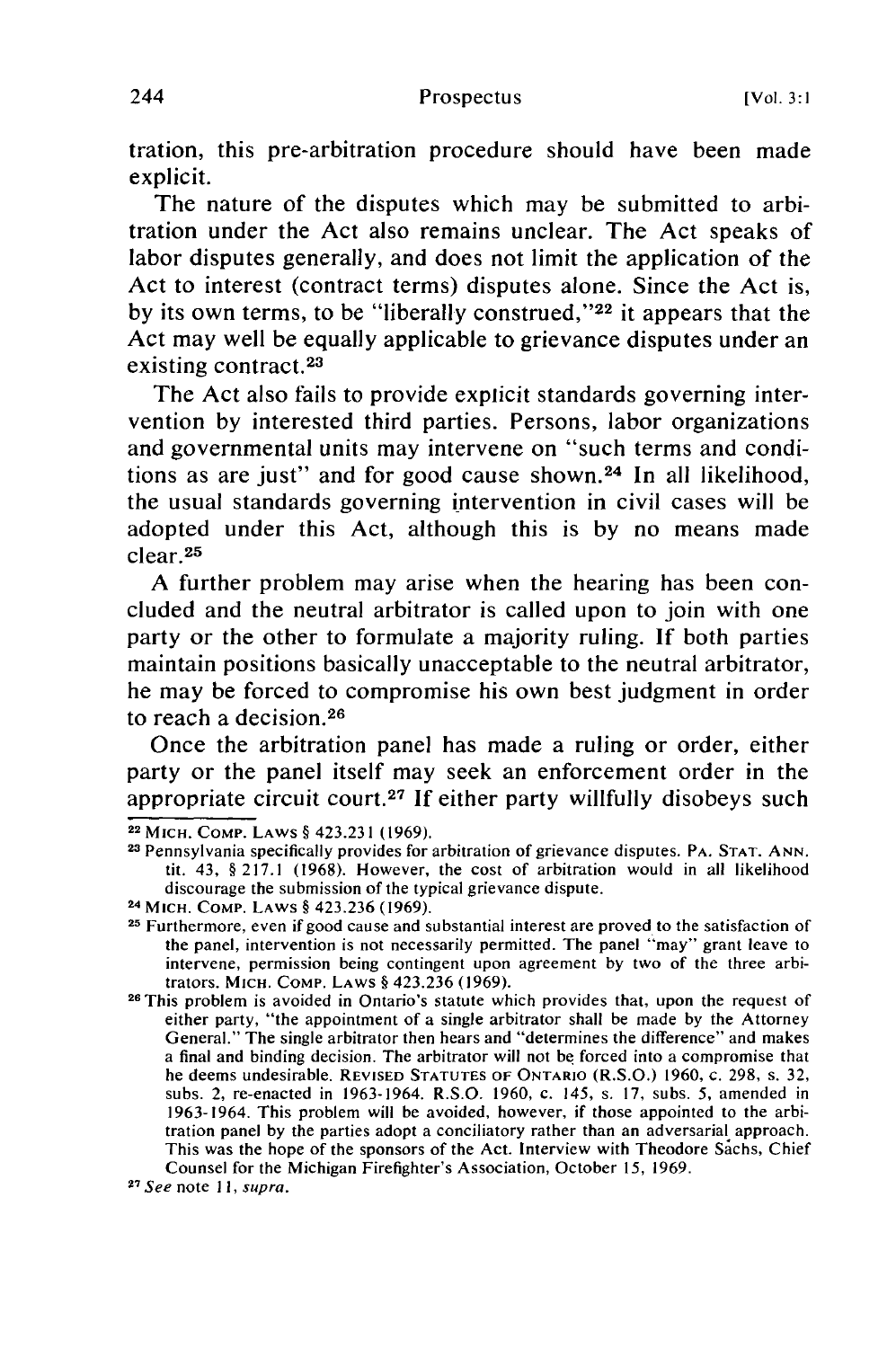tration, this pre-arbitration procedure should have been made explicit.

The nature of the disputes which may be submitted to arbitration under the Act also remains unclear. The Act speaks of labor disputes generally, and does not limit the application of the Act to interest (contract terms) disputes alone. Since the Act is, by its own terms, to be "liberally construed,"[22] it appears that the Act may well be equally applicable to grievance disputes under an existing contract.[23]

The Act also fails to provide explicit standards governing intervention by interested third parties. Persons, labor organizations and governmental units may intervene on "such terms and conditions as are just" and for good cause shown.[24] In all likelihood, the usual standards governing intervention in civil cases will be adopted under this Act, although this is by no means made clear.[25]

A further problem may arise when the hearing has been concluded and the neutral arbitrator is called upon to join with one party or the other to formulate a majority ruling. If both parties maintain positions basically unacceptable to the neutral arbitrator, he may be forced to compromise his own best judgment in order to reach a decision.[26]

Once the arbitration panel has made a ruling or order, either party or the panel itself may seek an enforcement order in the appropriate circuit court.[27] If either party willfully disobeys such

---

[22] MICH. COMP. LAWS § 423.231 (1969).

[23] Pennsylvania specifically provides for arbitration of grievance disputes. PA. STAT. ANN. tit. 43, § 217.1 (1968). However, the cost of arbitration would in all likelihood discourage the submission of the typical grievance dispute.

[24] MICH. COMP. LAWS § 423.236 (1969).

[25] Furthermore, even if good cause and substantial interest are proved to the satisfaction of the panel, intervention is not necessarily permitted. The panel "may" grant leave to intervene, permission being contingent upon agreement by two of the three arbitrators. MICH. COMP. LAWS § 423.236 (1969).

[26] This problem is avoided in Ontario's statute which provides that, upon the request of either party, "the appointment of a single arbitrator shall be made by the Attorney General." The single arbitrator then hears and "determines the difference" and makes a final and binding decision. The arbitrator will not be forced into a compromise that he deems undesirable. REVISED STATUTES OF ONTARIO (R.S.O.) 1960, c. 298, s. 32, subs. 2, re-enacted in 1963-1964. R.S.O. 1960, c. 145, s. 17, subs. 5, amended in 1963-1964. This problem will be avoided, however, if those appointed to the arbitration panel by the parties adopt a conciliatory rather than an adversarial approach. This was the hope of the sponsors of the Act. Interview with Theodore Sachs, Chief Counsel for the Michigan Firefighter's Association, October 15, 1969.

[27] *See* note 11, *supra*.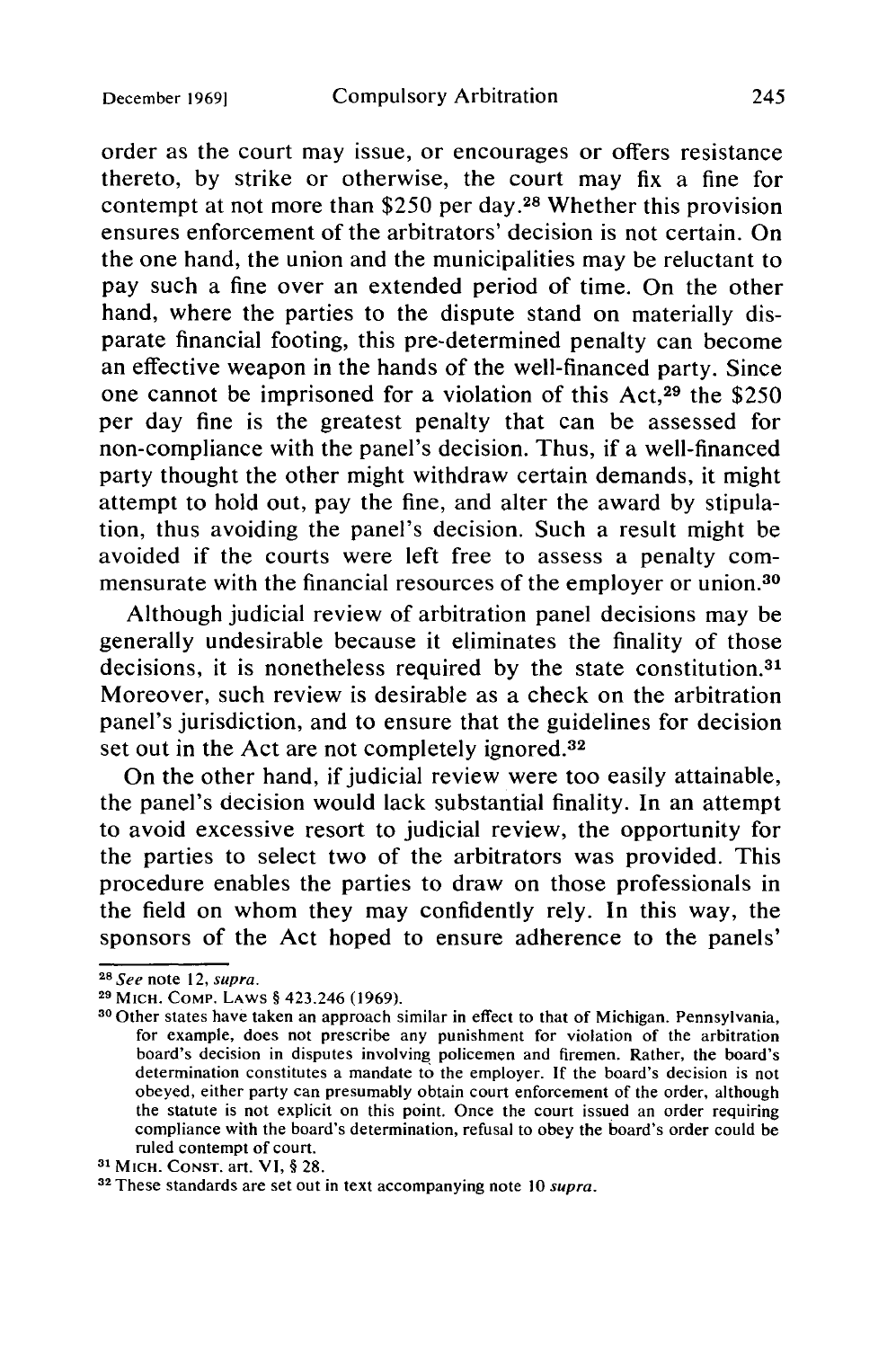order as the court may issue, or encourages or offers resistance thereto, by strike or otherwise, the court may fix a fine for contempt at not more than $250 per day.[28] Whether this provision ensures enforcement of the arbitrators' decision is not certain. On the one hand, the union and the municipalities may be reluctant to pay such a fine over an extended period of time. On the other hand, where the parties to the dispute stand on materially disparate financial footing, this pre-determined penalty can become an effective weapon in the hands of the well-financed party. Since one cannot be imprisoned for a violation of this Act,[29] the $250 per day fine is the greatest penalty that can be assessed for non-compliance with the panel's decision. Thus, if a well-financed party thought the other might withdraw certain demands, it might attempt to hold out, pay the fine, and alter the award by stipulation, thus avoiding the panel's decision. Such a result might be avoided if the courts were left free to assess a penalty commensurate with the financial resources of the employer or union.[30]

Although judicial review of arbitration panel decisions may be generally undesirable because it eliminates the finality of those decisions, it is nonetheless required by the state constitution.[31] Moreover, such review is desirable as a check on the arbitration panel's jurisdiction, and to ensure that the guidelines for decision set out in the Act are not completely ignored.[32]

On the other hand, if judicial review were too easily attainable, the panel's decision would lack substantial finality. In an attempt to avoid excessive resort to judicial review, the opportunity for the parties to select two of the arbitrators was provided. This procedure enables the parties to draw on those professionals in the field on whom they may confidently rely. In this way, the sponsors of the Act hoped to ensure adherence to the panels'

---

[28] *See* note 12, *supra*.

[29] MICH. COMP. LAWS § 423.246 (1969).

[30] Other states have taken an approach similar in effect to that of Michigan. Pennsylvania, for example, does not prescribe any punishment for violation of the arbitration board's decision in disputes involving policemen and firemen. Rather, the board's determination constitutes a mandate to the employer. If the board's decision is not obeyed, either party can presumably obtain court enforcement of the order, although the statute is not explicit on this point. Once the court issued an order requiring compliance with the board's determination, refusal to obey the board's order could be ruled contempt of court.

[31] MICH. CONST. art. VI, § 28.

[32] These standards are set out in text accompanying note 10 *supra*.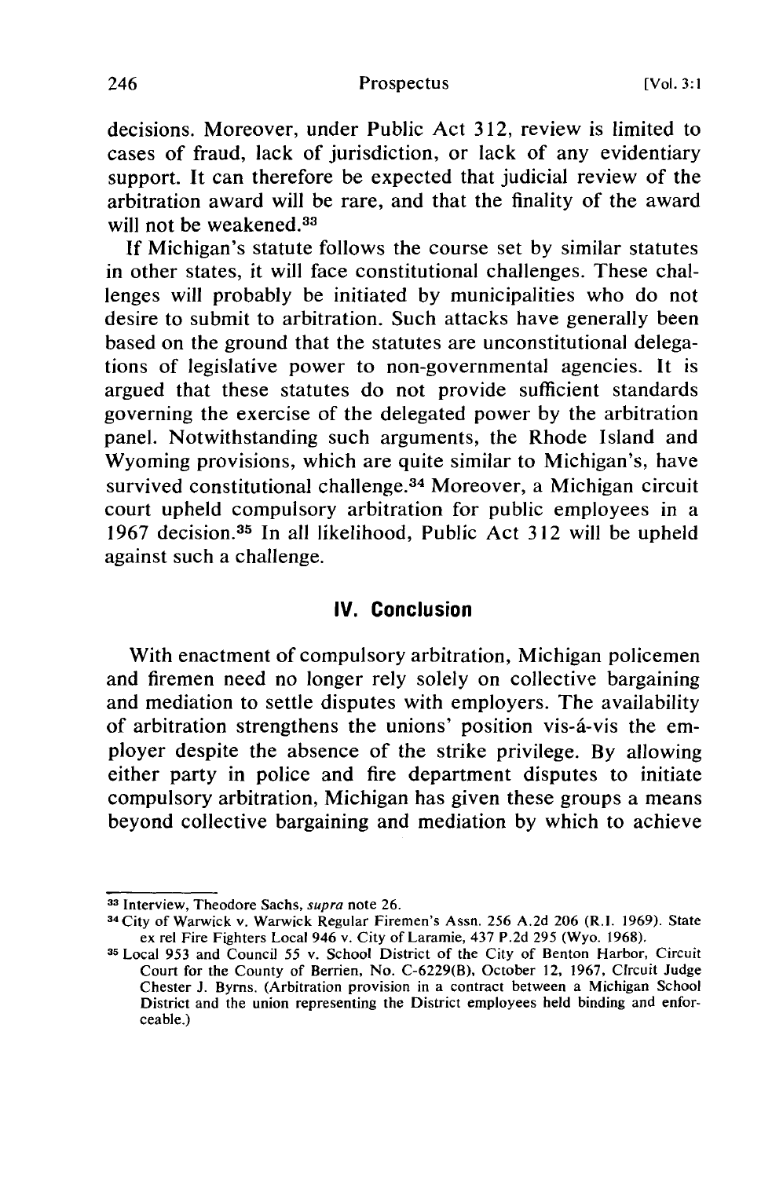decisions. Moreover, under Public Act 312, review is limited to cases of fraud, lack of jurisdiction, or lack of any evidentiary support. It can therefore be expected that judicial review of the arbitration award will be rare, and that the finality of the award will not be weakened.[33]

If Michigan's statute follows the course set by similar statutes in other states, it will face constitutional challenges. These challenges will probably be initiated by municipalities who do not desire to submit to arbitration. Such attacks have generally been based on the ground that the statutes are unconstitutional delegations of legislative power to non-governmental agencies. It is argued that these statutes do not provide sufficient standards governing the exercise of the delegated power by the arbitration panel. Notwithstanding such arguments, the Rhode Island and Wyoming provisions, which are quite similar to Michigan's, have survived constitutional challenge.[34] Moreover, a Michigan circuit court upheld compulsory arbitration for public employees in a 1967 decision.[35] In all likelihood, Public Act 312 will be upheld against such a challenge.

## IV. Conclusion

With enactment of compulsory arbitration, Michigan policemen and firemen need no longer rely solely on collective bargaining and mediation to settle disputes with employers. The availability of arbitration strengthens the unions' position vis-á-vis the employer despite the absence of the strike privilege. By allowing either party in police and fire department disputes to initiate compulsory arbitration, Michigan has given these groups a means beyond collective bargaining and mediation by which to achieve

---

[33] Interview, Theodore Sachs, *supra* note 26.

[34] City of Warwick v. Warwick Regular Firemen's Assn. 256 A.2d 206 (R.I. 1969). State ex rel Fire Fighters Local 946 v. City of Laramie, 437 P.2d 295 (Wyo. 1968).

[35] Local 953 and Council 55 v. School District of the City of Benton Harbor, Circuit Court for the County of Berrien, No. C-6229(B), October 12, 1967, Circuit Judge Chester J. Byrns. (Arbitration provision in a contract between a Michigan School District and the union representing the District employees held binding and enforceable.)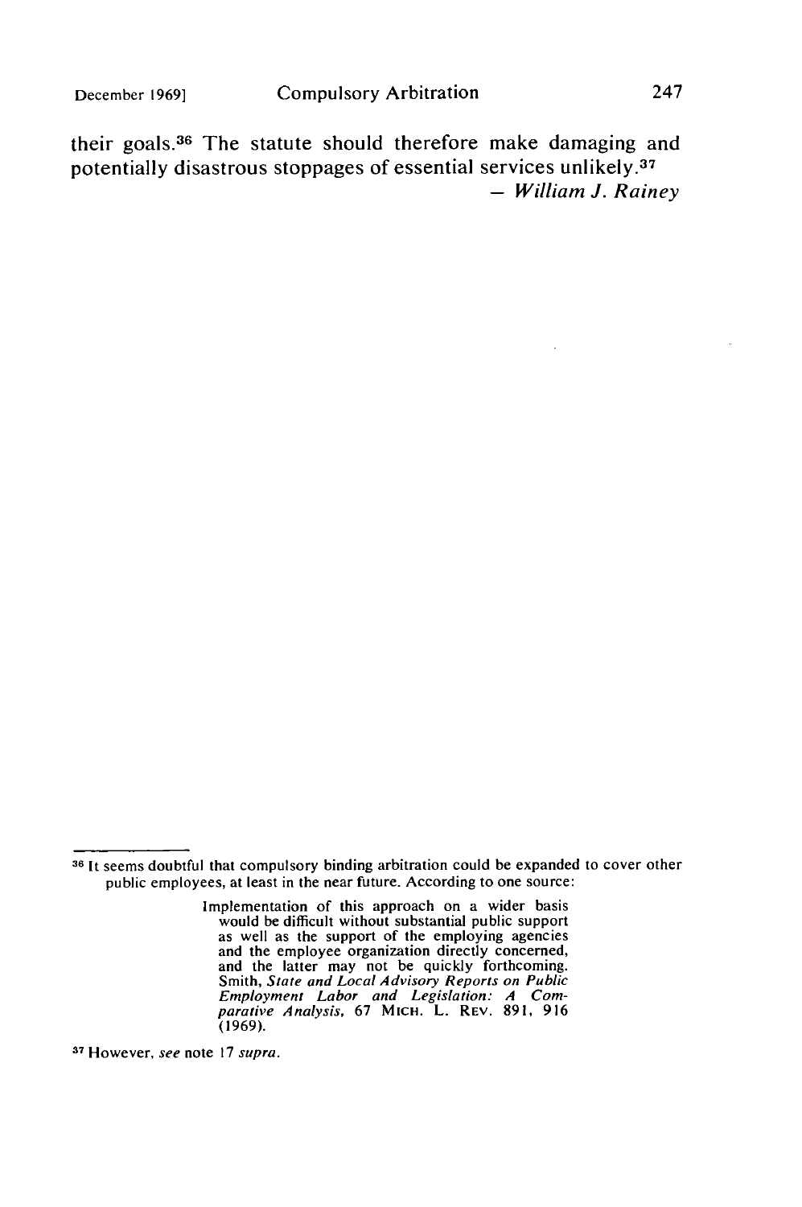their goals.[36] The statute should therefore make damaging and potentially disastrous stoppages of essential services unlikely.[37]

— *William J. Rainey*

---

[36] It seems doubtful that compulsory binding arbitration could be expanded to cover other public employees, at least in the near future. According to one source:

> Implementation of this approach on a wider basis would be difficult without substantial public support as well as the support of the employing agencies and the employee organization directly concerned, and the latter may not be quickly forthcoming. Smith, *State and Local Advisory Reports on Public Employment Labor and Legislation: A Comparative Analysis*, 67 MICH. L. REV. 891, 916 (1969).

[37] However, *see* note 17 *supra*.